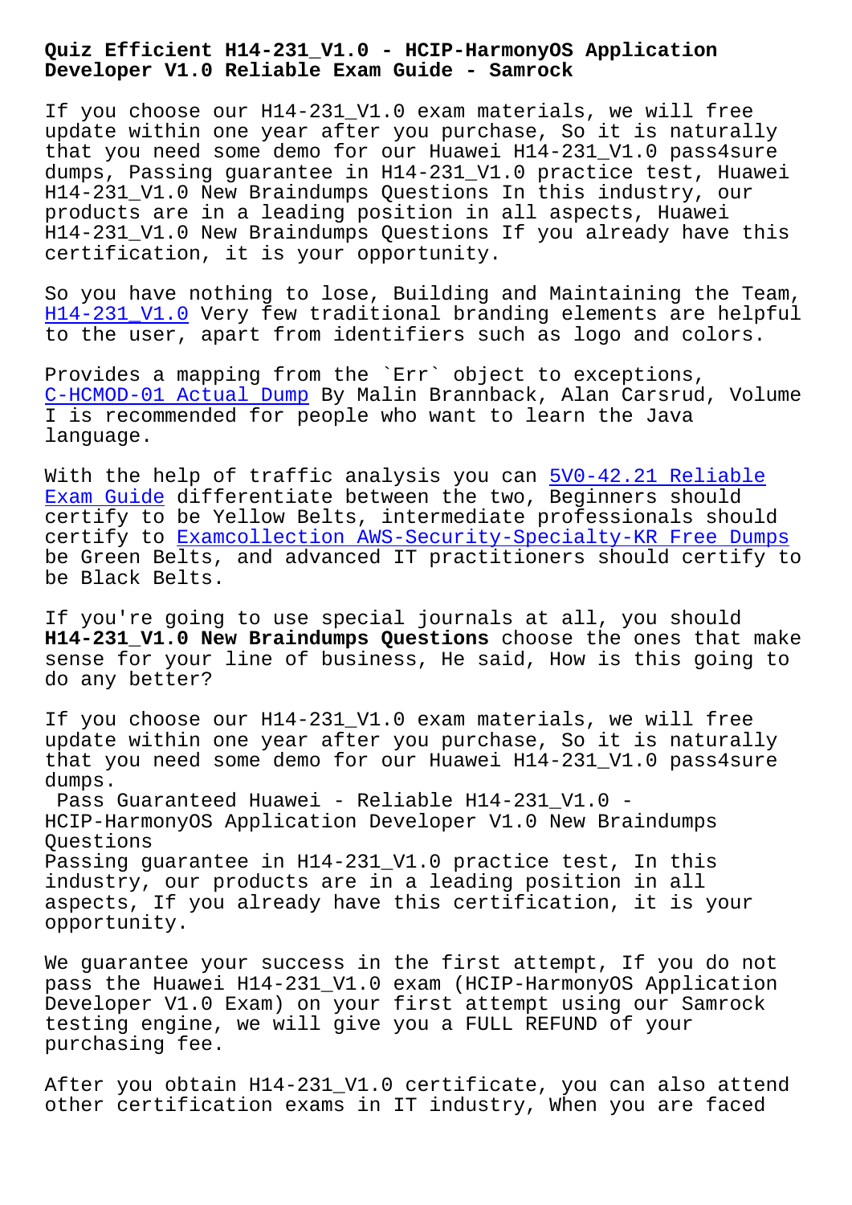# Quiz Efficient H14-231_V1.0 - HCIP-HarmonyOS Application Developer V1.0 Reliable Exam Guide - Samrock

If you choose our H14-231_V1.0 exam materials, we will free update within one year after you purchase, So it is naturally that you need some demo for our Huawei H14-231_V1.0 pass4sure dumps, Passing guarantee in H14-231_V1.0 practice test, Huawei H14-231_V1.0 New Braindumps Questions In this industry, our products are in a leading position in all aspects, Huawei H14-231_V1.0 New Braindumps Questions If you already have this certification, it is your opportunity.

So you have nothing to lose, Building and Maintaining the Team, H14-231_V1.0 Very few traditional branding elements are helpful to the user, apart from identifiers such as logo and colors.

Provides a mapping from the `Err` object to exceptions, C-HCMOD-01 Actual Dump By Malin Brannback, Alan Carsrud, Volume I is recommended for people who want to learn the Java language.

With the help of traffic analysis you can 5V0-42.21 Reliable Exam Guide differentiate between the two, Beginners should certify to be Yellow Belts, intermediate professionals should certify to Examcollection AWS-Security-Specialty-KR Free Dumps be Green Belts, and advanced IT practitioners should certify to be Black Belts.

If you're going to use special journals at all, you should **H14-231_V1.0 New Braindumps Questions** choose the ones that make sense for your line of business, He said, How is this going to do any better?

If you choose our H14-231_V1.0 exam materials, we will free update within one year after you purchase, So it is naturally that you need some demo for our Huawei H14-231_V1.0 pass4sure dumps.

Pass Guaranteed Huawei - Reliable H14-231_V1.0 - HCIP-HarmonyOS Application Developer V1.0 New Braindumps Questions

Passing guarantee in H14-231_V1.0 practice test, In this industry, our products are in a leading position in all aspects, If you already have this certification, it is your opportunity.

We guarantee your success in the first attempt, If you do not pass the Huawei H14-231_V1.0 exam (HCIP-HarmonyOS Application Developer V1.0 Exam) on your first attempt using our Samrock testing engine, we will give you a FULL REFUND of your purchasing fee.

After you obtain H14-231_V1.0 certificate, you can also attend other certification exams in IT industry, When you are faced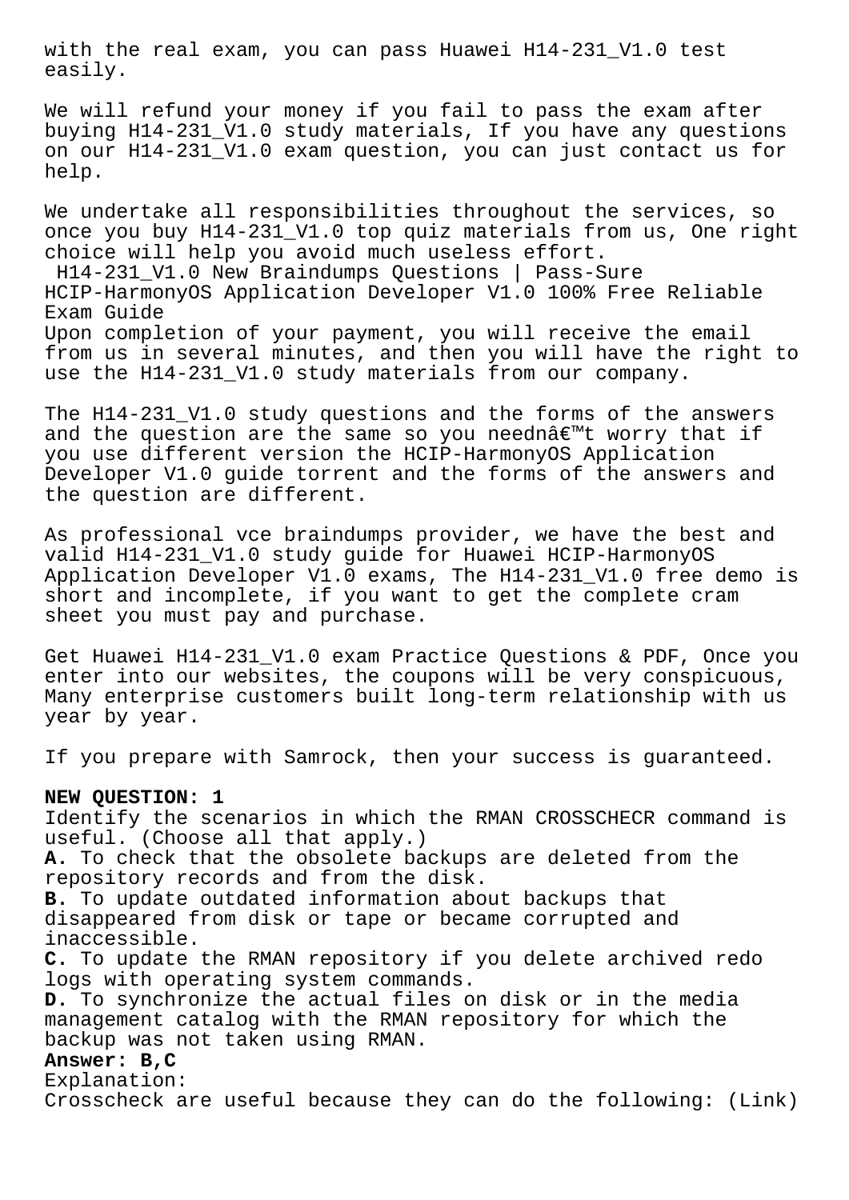with the real exam, you can pass Huawei H14-231_V1.0 test easily.

We will refund your money if you fail to pass the exam after buying H14-231_V1.0 study materials, If you have any questions on our H14-231_V1.0 exam question, you can just contact us for help.

We undertake all responsibilities throughout the services, so once you buy H14-231_V1.0 top quiz materials from us, One right choice will help you avoid much useless effort.

H14-231_V1.0 New Braindumps Questions | Pass-Sure HCIP-HarmonyOS Application Developer V1.0 100% Free Reliable Exam Guide

Upon completion of your payment, you will receive the email from us in several minutes, and then you will have the right to use the H14-231_V1.0 study materials from our company.

The H14-231_V1.0 study questions and the forms of the answers and the question are the same so you neednâ€™t worry that if you use different version the HCIP-HarmonyOS Application Developer V1.0 guide torrent and the forms of the answers and the question are different.

As professional vce braindumps provider, we have the best and valid H14-231_V1.0 study guide for Huawei HCIP-HarmonyOS Application Developer V1.0 exams, The H14-231_V1.0 free demo is short and incomplete, if you want to get the complete cram sheet you must pay and purchase.

Get Huawei H14-231_V1.0 exam Practice Questions & PDF, Once you enter into our websites, the coupons will be very conspicuous, Many enterprise customers built long-term relationship with us year by year.

If you prepare with Samrock, then your success is guaranteed.

**NEW QUESTION: 1**

Identify the scenarios in which the RMAN CROSSCHECR command is useful. (Choose all that apply.)

**A.** To check that the obsolete backups are deleted from the repository records and from the disk.

**B.** To update outdated information about backups that disappeared from disk or tape or became corrupted and inaccessible.

**C.** To update the RMAN repository if you delete archived redo logs with operating system commands.

**D.** To synchronize the actual files on disk or in the media management catalog with the RMAN repository for which the backup was not taken using RMAN.

**Answer: B,C**

Explanation:

Crosscheck are useful because they can do the following: (Link)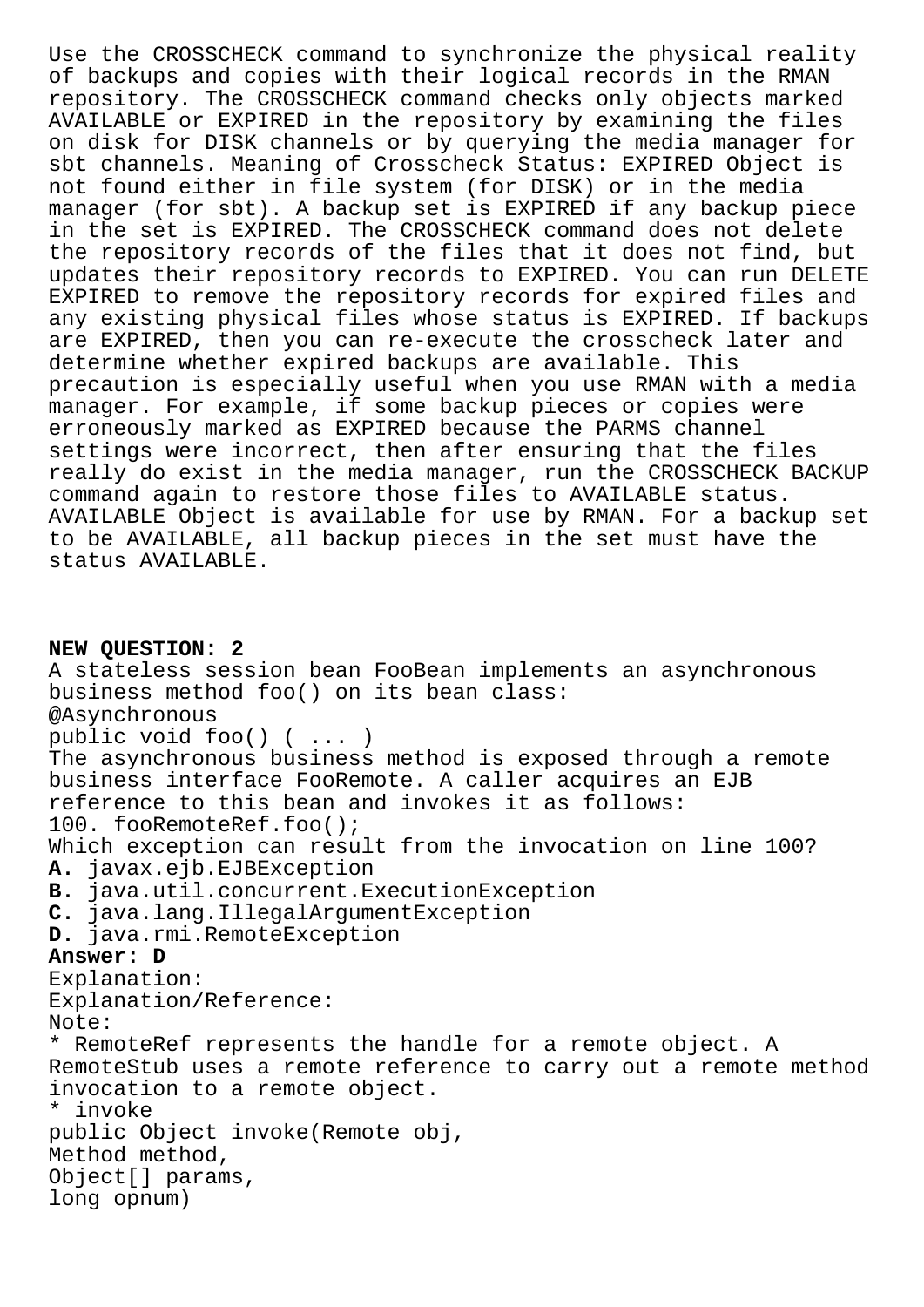Use the CROSSCHECK command to synchronize the physical reality of backups and copies with their logical records in the RMAN repository. The CROSSCHECK command checks only objects marked AVAILABLE or EXPIRED in the repository by examining the files on disk for DISK channels or by querying the media manager for sbt channels. Meaning of Crosscheck Status: EXPIRED Object is not found either in file system (for DISK) or in the media manager (for sbt). A backup set is EXPIRED if any backup piece in the set is EXPIRED. The CROSSCHECK command does not delete the repository records of the files that it does not find, but updates their repository records to EXPIRED. You can run DELETE EXPIRED to remove the repository records for expired files and any existing physical files whose status is EXPIRED. If backups are EXPIRED, then you can re-execute the crosscheck later and determine whether expired backups are available. This precaution is especially useful when you use RMAN with a media manager. For example, if some backup pieces or copies were erroneously marked as EXPIRED because the PARMS channel settings were incorrect, then after ensuring that the files really do exist in the media manager, run the CROSSCHECK BACKUP command again to restore those files to AVAILABLE status. AVAILABLE Object is available for use by RMAN. For a backup set to be AVAILABLE, all backup pieces in the set must have the status AVAILABLE.

**NEW QUESTION: 2**

A stateless session bean FooBean implements an asynchronous business method foo() on its bean class:

```
@Asynchronous
public void foo() ( ... )
```

The asynchronous business method is exposed through a remote business interface FooRemote. A caller acquires an EJB reference to this bean and invokes it as follows:

```
100. fooRemoteRef.foo();
```

Which exception can result from the invocation on line 100?

**A.** javax.ejb.EJBException
**B.** java.util.concurrent.ExecutionException
**C.** java.lang.IllegalArgumentException
**D.** java.rmi.RemoteException

**Answer: D**

Explanation:
Explanation/Reference:
Note:
* RemoteRef represents the handle for a remote object. A RemoteStub uses a remote reference to carry out a remote method invocation to a remote object.
* invoke
public Object invoke(Remote obj,
Method method,
Object[] params,
long opnum)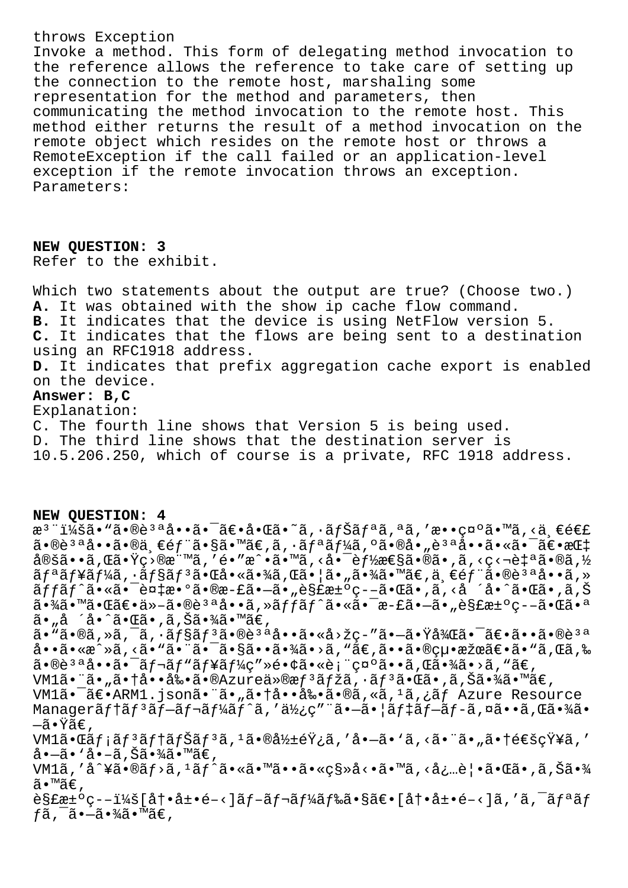throws Exception

Invoke a method. This form of delegating method invocation to the reference allows the reference to take care of setting up the connection to the remote host, marshaling some representation for the method and parameters, then communicating the method invocation to the remote host. This method either returns the result of a method invocation on the remote object which resides on the remote host or throws a RemoteException if the call failed or an application-level exception if the remote invocation throws an exception.

Parameters:

**NEW QUESTION: 3**

Refer to the exhibit.

Which two statements about the output are true? (Choose two.)

**A.** It was obtained with the show ip cache flow command.
**B.** It indicates that the device is using NetFlow version 5.
**C.** It indicates that the flows are being sent to a destination using an RFC1918 address.
**D.** It indicates that prefix aggregation cache export is enabled on the device.

**Answer: B,C**

Explanation:
C. The fourth line shows that Version 5 is being used.
D. The third line shows that the destination server is 10.5.206.250, which of course is a private, RFC 1918 address.

**NEW QUESTION: 4**

注：この質問は、同じシナリオを提示する一連の質問の一部です。シリーズの各質問には、指定された目標を達成する可能性のある独自のソリューションが含まれています。一部の質問セットには複数の正しい解決策がある場合がありますが、他の質問セットには正しい解決策がない場合があります。

このセクションの質問に回答した後は、その質問に戻ることはできません。その結果、これらの質問はレビュー画面に表示されません。

VM1という名前のAzure仮想マシンがあります。

VM1は、ARM1.jsonという名前のカスタム Azure Resource Managerテンプレートを使用してデプロイされました。

VM1がメンテナンスの影響を受けるという通知を受け取ります。

VM1を別のホストにすぐに移動する必要があります。

解決策：[再展開]ブレードで、[再展開]をクリックします。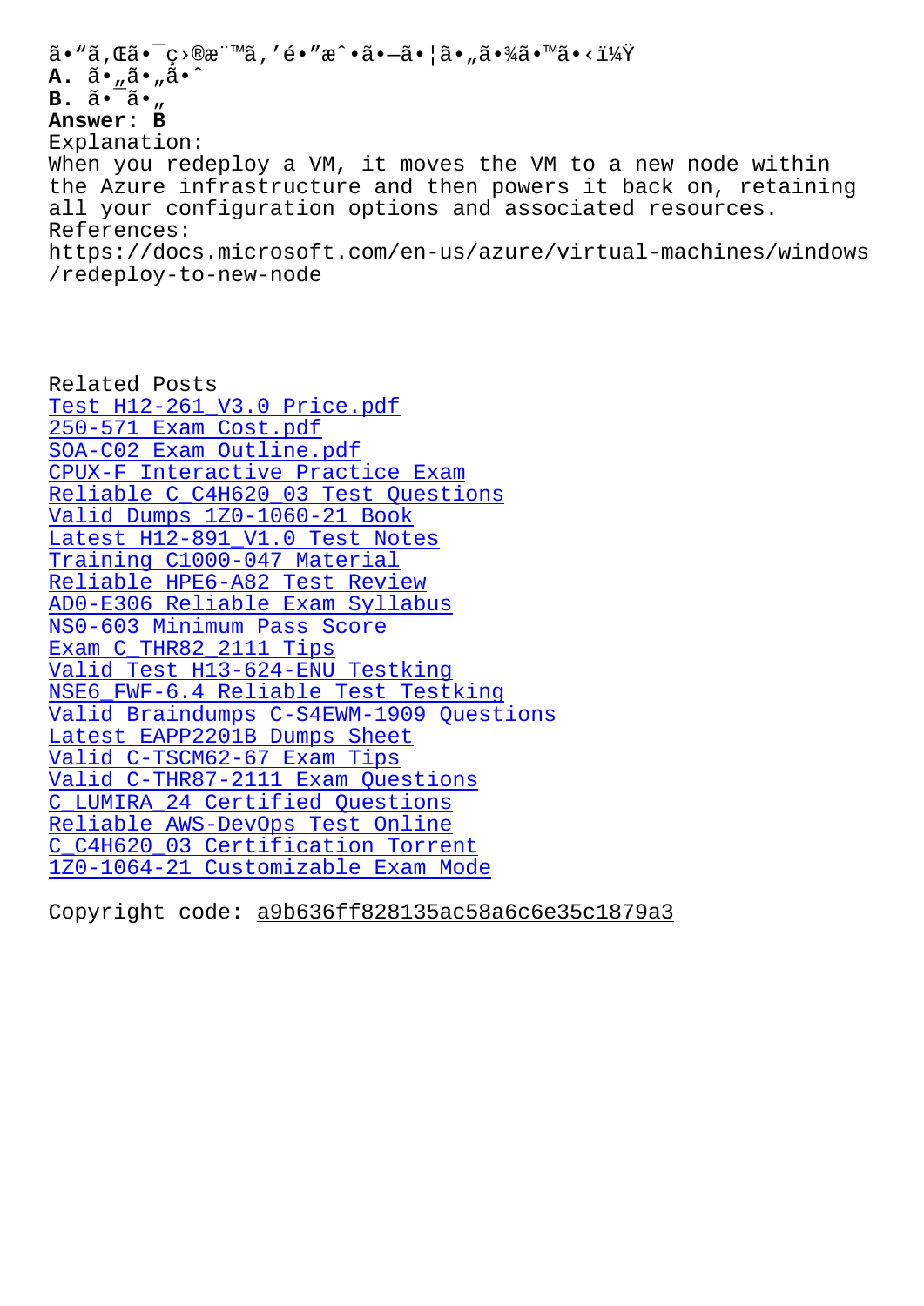ã•“ã,Œã•¯ç›®æ¨™ã,'é•”æˆ•ã•—ã•¦ã•„ã•¾ã•™ã•‹ï¼Ÿ
**A.** ã•„ã•„ã•ˆ
**B.** ã•¯ã•„
**Answer: B**
Explanation:
When you redeploy a VM, it moves the VM to a new node within the Azure infrastructure and then powers it back on, retaining all your configuration options and associated resources.
References:
https://docs.microsoft.com/en-us/azure/virtual-machines/windows/redeploy-to-new-node

Related Posts
Test H12-261_V3.0 Price.pdf
250-571 Exam Cost.pdf
SOA-C02 Exam Outline.pdf
CPUX-F Interactive Practice Exam
Reliable C_C4H620_03 Test Questions
Valid Dumps 1Z0-1060-21 Book
Latest H12-891_V1.0 Test Notes
Training C1000-047 Material
Reliable HPE6-A82 Test Review
AD0-E306 Reliable Exam Syllabus
NS0-603 Minimum Pass Score
Exam C_THR82_2111 Tips
Valid Test H13-624-ENU Testking
NSE6_FWF-6.4 Reliable Test Testking
Valid Braindumps C-S4EWM-1909 Questions
Latest EAPP2201B Dumps Sheet
Valid C-TSCM62-67 Exam Tips
Valid C-THR87-2111 Exam Questions
C_LUMIRA_24 Certified Questions
Reliable AWS-DevOps Test Online
C_C4H620_03 Certification Torrent
1Z0-1064-21 Customizable Exam Mode

Copyright code: a9b636ff828135ac58a6c6e35c1879a3